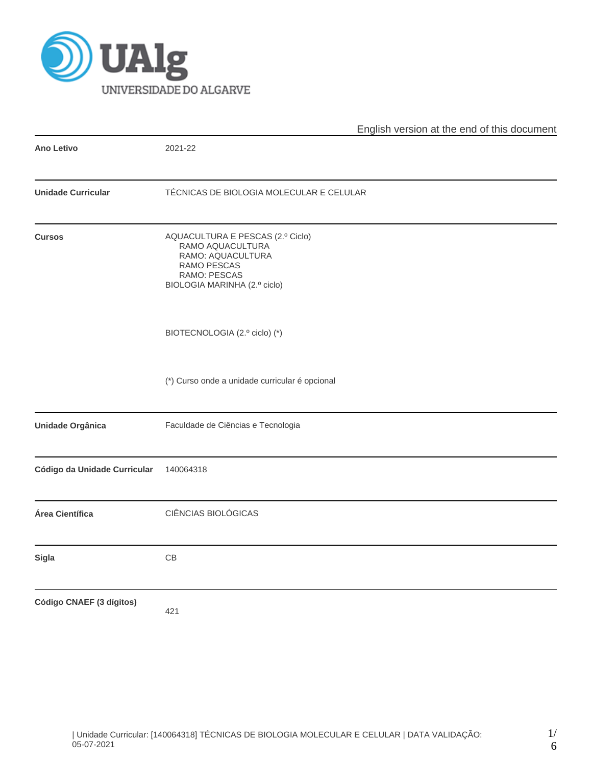UAlg UNIVERSIDADE DO ALGARVE

English version at the end of this document

| | |
|---|---|
| **Ano Letivo** | 2021-22 |
| **Unidade Curricular** | TÉCNICAS DE BIOLOGIA MOLECULAR E CELULAR |
| **Cursos** | AQUACULTURA E PESCAS (2.º Ciclo)<br>RAMO AQUACULTURA<br>RAMO: AQUACULTURA<br>RAMO PESCAS<br>RAMO: PESCAS<br>BIOLOGIA MARINHA (2.º ciclo)<br><br>BIOTECNOLOGIA (2.º ciclo) (*)<br><br>(*) Curso onde a unidade curricular é opcional |
| **Unidade Orgânica** | Faculdade de Ciências e Tecnologia |
| **Código da Unidade Curricular** | 140064318 |
| **Área Científica** | CIÊNCIAS BIOLÓGICAS |
| **Sigla** | CB |
| **Código CNAEF (3 dígitos)** | 421 |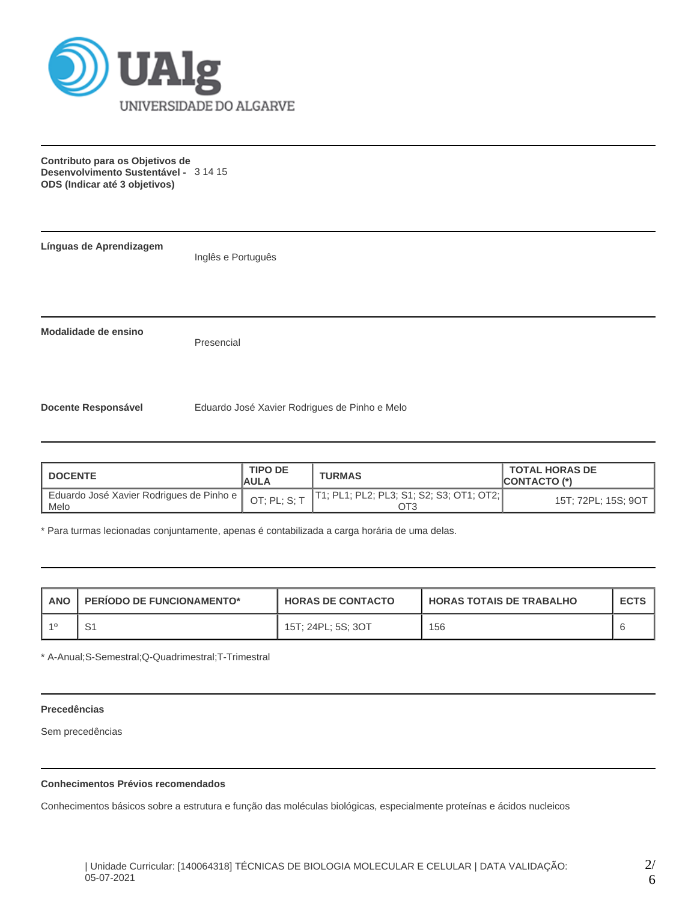**Contributo para os Objetivos de Desenvolvimento Sustentável - ODS (Indicar até 3 objetivos)** 3 14 15

**Línguas de Aprendizagem**

Inglês e Português

**Modalidade de ensino**

Presencial

**Docente Responsável**

Eduardo José Xavier Rodrigues de Pinho e Melo

| DOCENTE | TIPO DE AULA | TURMAS | TOTAL HORAS DE CONTACTO (*) |
|---|---|---|---|
| Eduardo José Xavier Rodrigues de Pinho e Melo | OT; PL; S; T | T1; PL1; PL2; PL3; S1; S2; S3; OT1; OT2; OT3 | 15T; 72PL; 15S; 9OT |

* Para turmas lecionadas conjuntamente, apenas é contabilizada a carga horária de uma delas.

| ANO | PERÍODO DE FUNCIONAMENTO* | HORAS DE CONTACTO | HORAS TOTAIS DE TRABALHO | ECTS |
|---|---|---|---|---|
| 1º | S1 | 15T; 24PL; 5S; 3OT | 156 | 6 |

* A-Anual;S-Semestral;Q-Quadrimestral;T-Trimestral

**Precedências**

Sem precedências

**Conhecimentos Prévios recomendados**

Conhecimentos básicos sobre a estrutura e função das moléculas biológicas, especialmente proteínas e ácidos nucleicos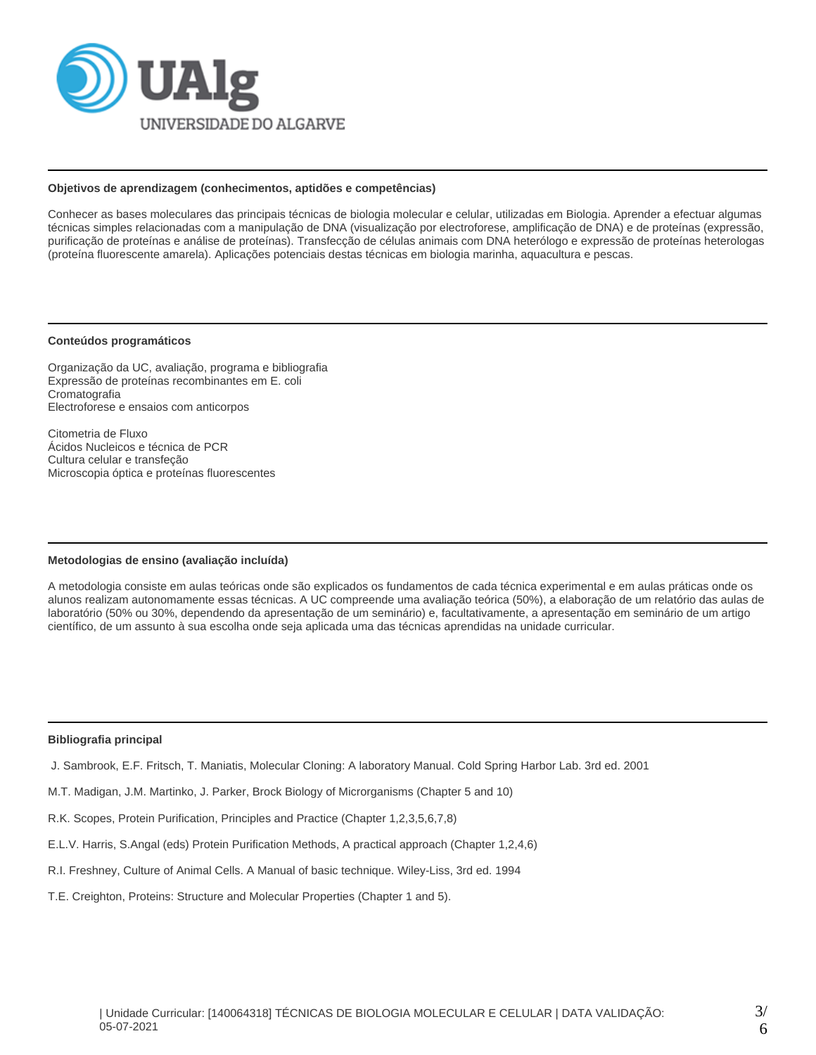### Objetivos de aprendizagem (conhecimentos, aptidões e competências)

Conhecer as bases moleculares das principais técnicas de biologia molecular e celular, utilizadas em Biologia. Aprender a efectuar algumas técnicas simples relacionadas com a manipulação de DNA (visualização por electroforese, amplificação de DNA) e de proteínas (expressão, purificação de proteínas e análise de proteínas). Transfecção de células animais com DNA heterólogo e expressão de proteínas heterologas (proteína fluorescente amarela). Aplicações potenciais destas técnicas em biologia marinha, aquacultura e pescas.

### Conteúdos programáticos

Organização da UC, avaliação, programa e bibliografia
Expressão de proteínas recombinantes em E. coli
Cromatografia
Electroforese e ensaios com anticorpos

Citometria de Fluxo
Ácidos Nucleicos e técnica de PCR
Cultura celular e transfeção
Microscopia óptica e proteínas fluorescentes

### Metodologias de ensino (avaliação incluída)

A metodologia consiste em aulas teóricas onde são explicados os fundamentos de cada técnica experimental e em aulas práticas onde os alunos realizam autonomamente essas técnicas. A UC compreende uma avaliação teórica (50%), a elaboração de um relatório das aulas de laboratório (50% ou 30%, dependendo da apresentação de um seminário) e, facultativamente, a apresentação em seminário de um artigo científico, de um assunto à sua escolha onde seja aplicada uma das técnicas aprendidas na unidade curricular.

### Bibliografia principal

J. Sambrook, E.F. Fritsch, T. Maniatis, Molecular Cloning: A laboratory Manual. Cold Spring Harbor Lab. 3rd ed. 2001

M.T. Madigan, J.M. Martinko, J. Parker, Brock Biology of Microrganisms (Chapter 5 and 10)

R.K. Scopes, Protein Purification, Principles and Practice (Chapter 1,2,3,5,6,7,8)

E.L.V. Harris, S.Angal (eds) Protein Purification Methods, A practical approach (Chapter 1,2,4,6)

R.I. Freshney, Culture of Animal Cells. A Manual of basic technique. Wiley-Liss, 3rd ed. 1994

T.E. Creighton, Proteins: Structure and Molecular Properties (Chapter 1 and 5).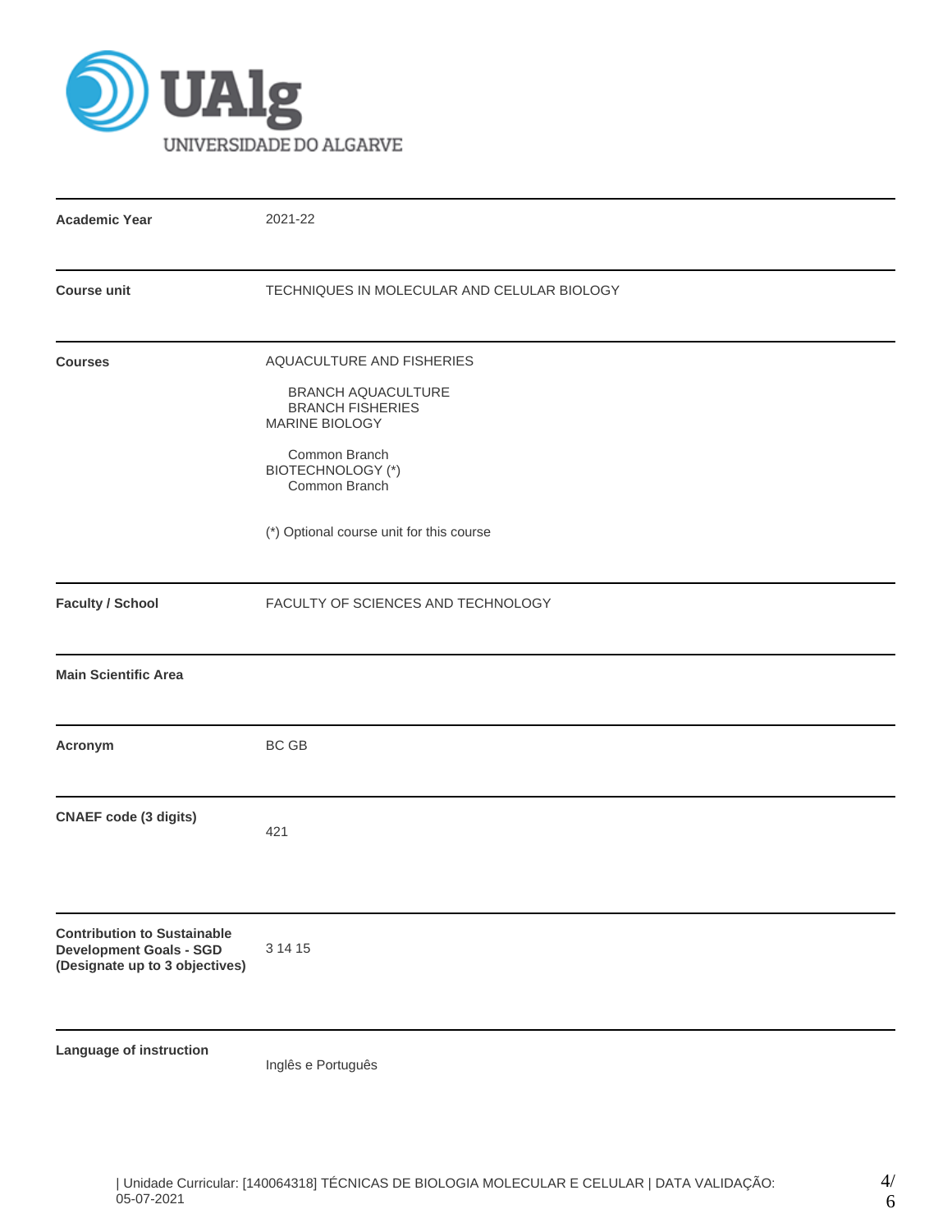| | |
|---|---|
| **Academic Year** | 2021-22 |
| **Course unit** | TECHNIQUES IN MOLECULAR AND CELULAR BIOLOGY |
| **Courses** | AQUACULTURE AND FISHERIES<br>BRANCH AQUACULTURE<br>BRANCH FISHERIES<br>MARINE BIOLOGY<br>Common Branch<br>BIOTECHNOLOGY (*)<br>Common Branch<br><br>(*) Optional course unit for this course |
| **Faculty / School** | FACULTY OF SCIENCES AND TECHNOLOGY |
| **Main Scientific Area** | |
| **Acronym** | BC GB |
| **CNAEF code (3 digits)** | 421 |
| **Contribution to Sustainable Development Goals - SGD (Designate up to 3 objectives)** | 3 14 15 |
| **Language of instruction** | Inglês e Português |

| Unidade Curricular: [140064318] TÉCNICAS DE BIOLOGIA MOLECULAR E CELULAR | DATA VALIDAÇÃO: 05-07-2021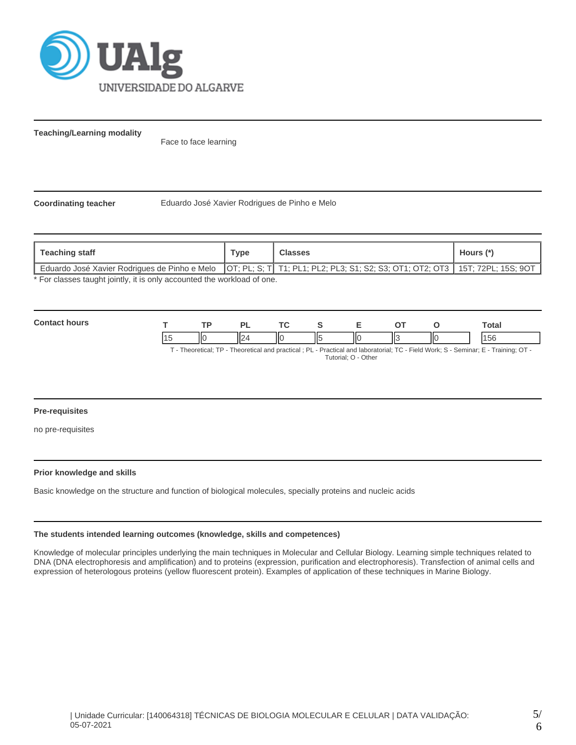**Teaching/Learning modality**

Face to face learning

**Coordinating teacher**

Eduardo José Xavier Rodrigues de Pinho e Melo

| Teaching staff | Type | Classes | Hours (*) |
|---|---|---|---|
| Eduardo José Xavier Rodrigues de Pinho e Melo | OT; PL; S; T | T1; PL1; PL2; PL3; S1; S2; S3; OT1; OT2; OT3 | 15T; 72PL; 15S; 9OT |

* For classes taught jointly, it is only accounted the workload of one.

**Contact hours**

| T | TP | PL | TC | S | E | OT | O | Total |
|---|---|---|---|---|---|---|---|---|
| 15 | 0 | 24 | 0 | 5 | 0 | 3 | 0 | 156 |

T - Theoretical; TP - Theoretical and practical ; PL - Practical and laboratorial; TC - Field Work; S - Seminar; E - Training; OT - Tutorial; O - Other

**Pre-requisites**

no pre-requisites

**Prior knowledge and skills**

Basic knowledge on the structure and function of biological molecules, specially proteins and nucleic acids

**The students intended learning outcomes (knowledge, skills and competences)**

Knowledge of molecular principles underlying the main techniques in Molecular and Cellular Biology. Learning simple techniques related to DNA (DNA electrophoresis and amplification) and to proteins (expression, purification and electrophoresis). Transfection of animal cells and expression of heterologous proteins (yellow fluorescent protein). Examples of application of these techniques in Marine Biology.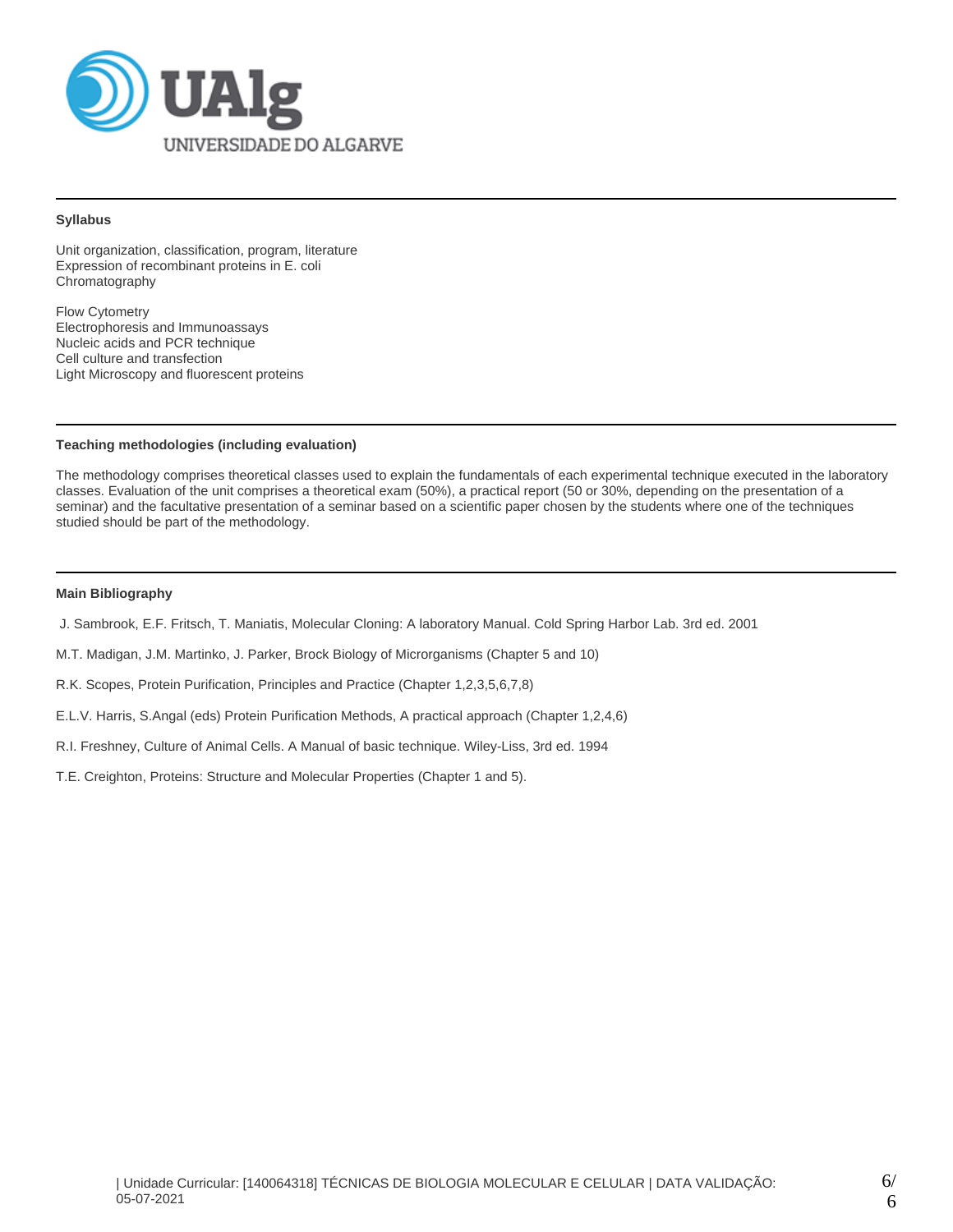### Syllabus

Unit organization, classification, program, literature
Expression of recombinant proteins in E. coli
Chromatography

Flow Cytometry
Electrophoresis and Immunoassays
Nucleic acids and PCR technique
Cell culture and transfection
Light Microscopy and fluorescent proteins

### Teaching methodologies (including evaluation)

The methodology comprises theoretical classes used to explain the fundamentals of each experimental technique executed in the laboratory classes. Evaluation of the unit comprises a theoretical exam (50%), a practical report (50 or 30%, depending on the presentation of a seminar) and the facultative presentation of a seminar based on a scientific paper chosen by the students where one of the techniques studied should be part of the methodology.

### Main Bibliography

J. Sambrook, E.F. Fritsch, T. Maniatis, Molecular Cloning: A laboratory Manual. Cold Spring Harbor Lab. 3rd ed. 2001

M.T. Madigan, J.M. Martinko, J. Parker, Brock Biology of Microrganisms (Chapter 5 and 10)

R.K. Scopes, Protein Purification, Principles and Practice (Chapter 1,2,3,5,6,7,8)

E.L.V. Harris, S.Angal (eds) Protein Purification Methods, A practical approach (Chapter 1,2,4,6)

R.I. Freshney, Culture of Animal Cells. A Manual of basic technique. Wiley-Liss, 3rd ed. 1994

T.E. Creighton, Proteins: Structure and Molecular Properties (Chapter 1 and 5).